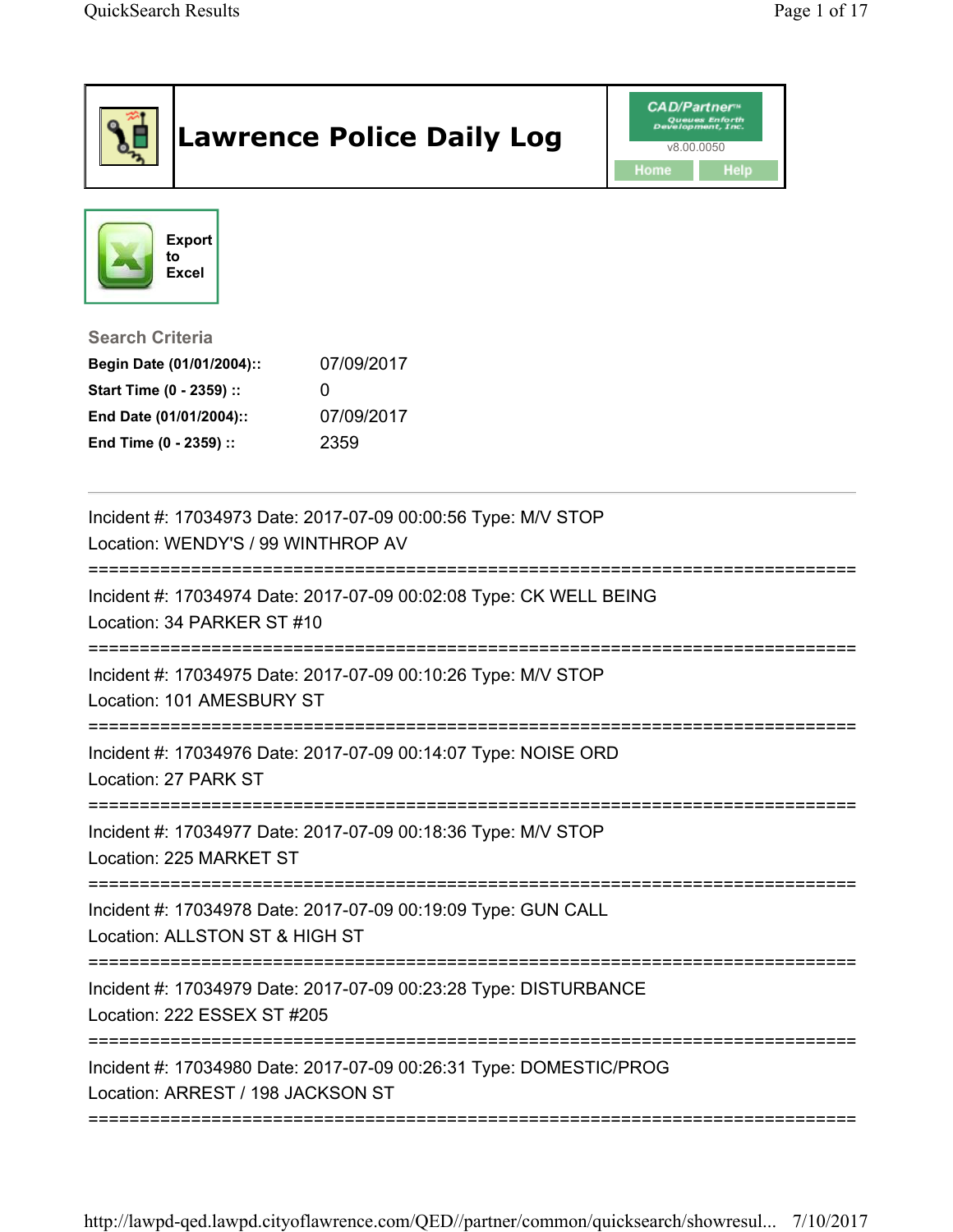# Lawrence Police Daily Log

CAD/Partner™ Queues Enforth Development, Inc.
v8.00.0050

Home | Help

Export to Excel

## Search Criteria

**Begin Date (01/01/2004)::** 07/09/2017
**Start Time (0 - 2359) ::** 0
**End Date (01/01/2004)::** 07/09/2017
**End Time (0 - 2359) ::** 2359

---

Incident #: 17034973 Date: 2017-07-09 00:00:56 Type: M/V STOP
Location: WENDY'S / 99 WINTHROP AV

===========================================================================

Incident #: 17034974 Date: 2017-07-09 00:02:08 Type: CK WELL BEING
Location: 34 PARKER ST #10

===========================================================================

Incident #: 17034975 Date: 2017-07-09 00:10:26 Type: M/V STOP
Location: 101 AMESBURY ST

===========================================================================

Incident #: 17034976 Date: 2017-07-09 00:14:07 Type: NOISE ORD
Location: 27 PARK ST

===========================================================================

Incident #: 17034977 Date: 2017-07-09 00:18:36 Type: M/V STOP
Location: 225 MARKET ST

===========================================================================

Incident #: 17034978 Date: 2017-07-09 00:19:09 Type: GUN CALL
Location: ALLSTON ST & HIGH ST

===========================================================================

Incident #: 17034979 Date: 2017-07-09 00:23:28 Type: DISTURBANCE
Location: 222 ESSEX ST #205

===========================================================================

Incident #: 17034980 Date: 2017-07-09 00:26:31 Type: DOMESTIC/PROG
Location: ARREST / 198 JACKSON ST

===========================================================================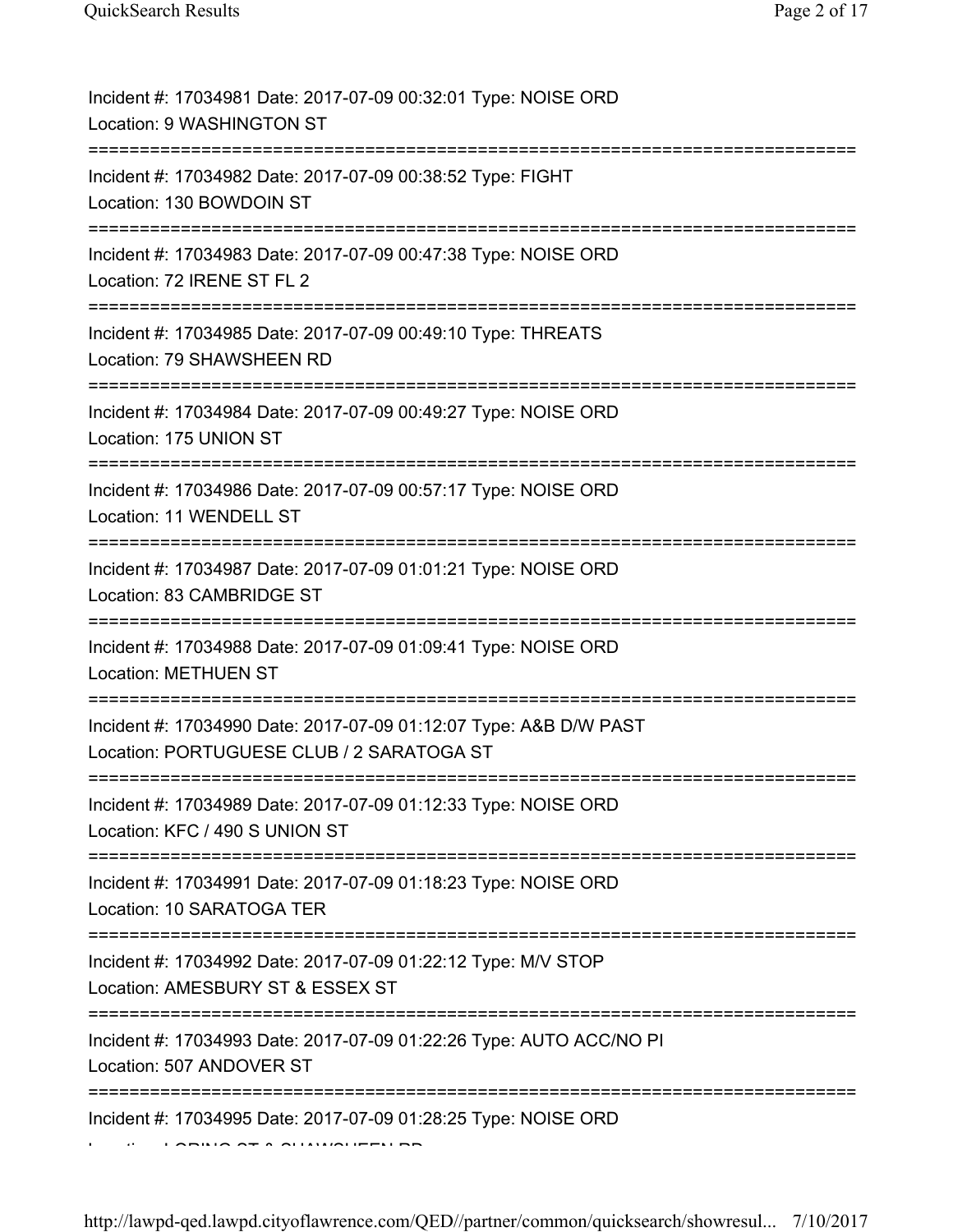Incident #: 17034981 Date: 2017-07-09 00:32:01 Type: NOISE ORD
Location: 9 WASHINGTON ST

===========================================================================

Incident #: 17034982 Date: 2017-07-09 00:38:52 Type: FIGHT
Location: 130 BOWDOIN ST

===========================================================================

Incident #: 17034983 Date: 2017-07-09 00:47:38 Type: NOISE ORD
Location: 72 IRENE ST FL 2

===========================================================================

Incident #: 17034985 Date: 2017-07-09 00:49:10 Type: THREATS
Location: 79 SHAWSHEEN RD

===========================================================================

Incident #: 17034984 Date: 2017-07-09 00:49:27 Type: NOISE ORD
Location: 175 UNION ST

===========================================================================

Incident #: 17034986 Date: 2017-07-09 00:57:17 Type: NOISE ORD
Location: 11 WENDELL ST

===========================================================================

Incident #: 17034987 Date: 2017-07-09 01:01:21 Type: NOISE ORD
Location: 83 CAMBRIDGE ST

===========================================================================

Incident #: 17034988 Date: 2017-07-09 01:09:41 Type: NOISE ORD
Location: METHUEN ST

===========================================================================

Incident #: 17034990 Date: 2017-07-09 01:12:07 Type: A&B D/W PAST
Location: PORTUGUESE CLUB / 2 SARATOGA ST

===========================================================================

Incident #: 17034989 Date: 2017-07-09 01:12:33 Type: NOISE ORD
Location: KFC / 490 S UNION ST

===========================================================================

Incident #: 17034991 Date: 2017-07-09 01:18:23 Type: NOISE ORD
Location: 10 SARATOGA TER

===========================================================================

Incident #: 17034992 Date: 2017-07-09 01:22:12 Type: M/V STOP
Location: AMESBURY ST & ESSEX ST

===========================================================================

Incident #: 17034993 Date: 2017-07-09 01:22:26 Type: AUTO ACC/NO PI
Location: 507 ANDOVER ST

===========================================================================

Incident #: 17034995 Date: 2017-07-09 01:28:25 Type: NOISE ORD
Location: LORING ST & SHAWSHEEN RD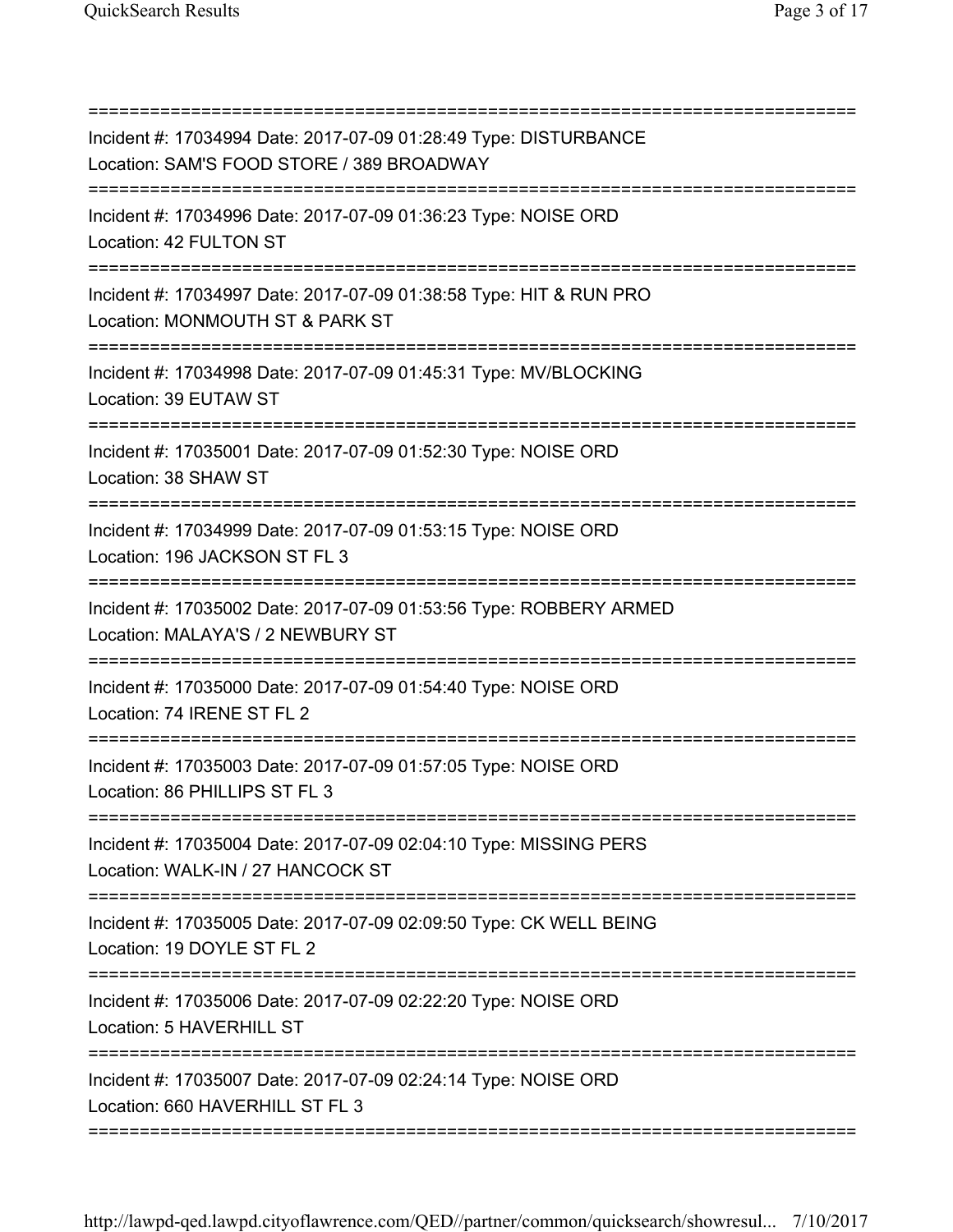===========================================================================

Incident #: 17034994 Date: 2017-07-09 01:28:49 Type: DISTURBANCE
Location: SAM'S FOOD STORE / 389 BROADWAY

===========================================================================

Incident #: 17034996 Date: 2017-07-09 01:36:23 Type: NOISE ORD
Location: 42 FULTON ST

===========================================================================

Incident #: 17034997 Date: 2017-07-09 01:38:58 Type: HIT & RUN PRO
Location: MONMOUTH ST & PARK ST

===========================================================================

Incident #: 17034998 Date: 2017-07-09 01:45:31 Type: MV/BLOCKING
Location: 39 EUTAW ST

===========================================================================

Incident #: 17035001 Date: 2017-07-09 01:52:30 Type: NOISE ORD
Location: 38 SHAW ST

===========================================================================

Incident #: 17034999 Date: 2017-07-09 01:53:15 Type: NOISE ORD
Location: 196 JACKSON ST FL 3

===========================================================================

Incident #: 17035002 Date: 2017-07-09 01:53:56 Type: ROBBERY ARMED
Location: MALAYA'S / 2 NEWBURY ST

===========================================================================

Incident #: 17035000 Date: 2017-07-09 01:54:40 Type: NOISE ORD
Location: 74 IRENE ST FL 2

===========================================================================

Incident #: 17035003 Date: 2017-07-09 01:57:05 Type: NOISE ORD
Location: 86 PHILLIPS ST FL 3

===========================================================================

Incident #: 17035004 Date: 2017-07-09 02:04:10 Type: MISSING PERS
Location: WALK-IN / 27 HANCOCK ST

===========================================================================

Incident #: 17035005 Date: 2017-07-09 02:09:50 Type: CK WELL BEING
Location: 19 DOYLE ST FL 2

===========================================================================

Incident #: 17035006 Date: 2017-07-09 02:22:20 Type: NOISE ORD
Location: 5 HAVERHILL ST

===========================================================================

Incident #: 17035007 Date: 2017-07-09 02:24:14 Type: NOISE ORD
Location: 660 HAVERHILL ST FL 3

===========================================================================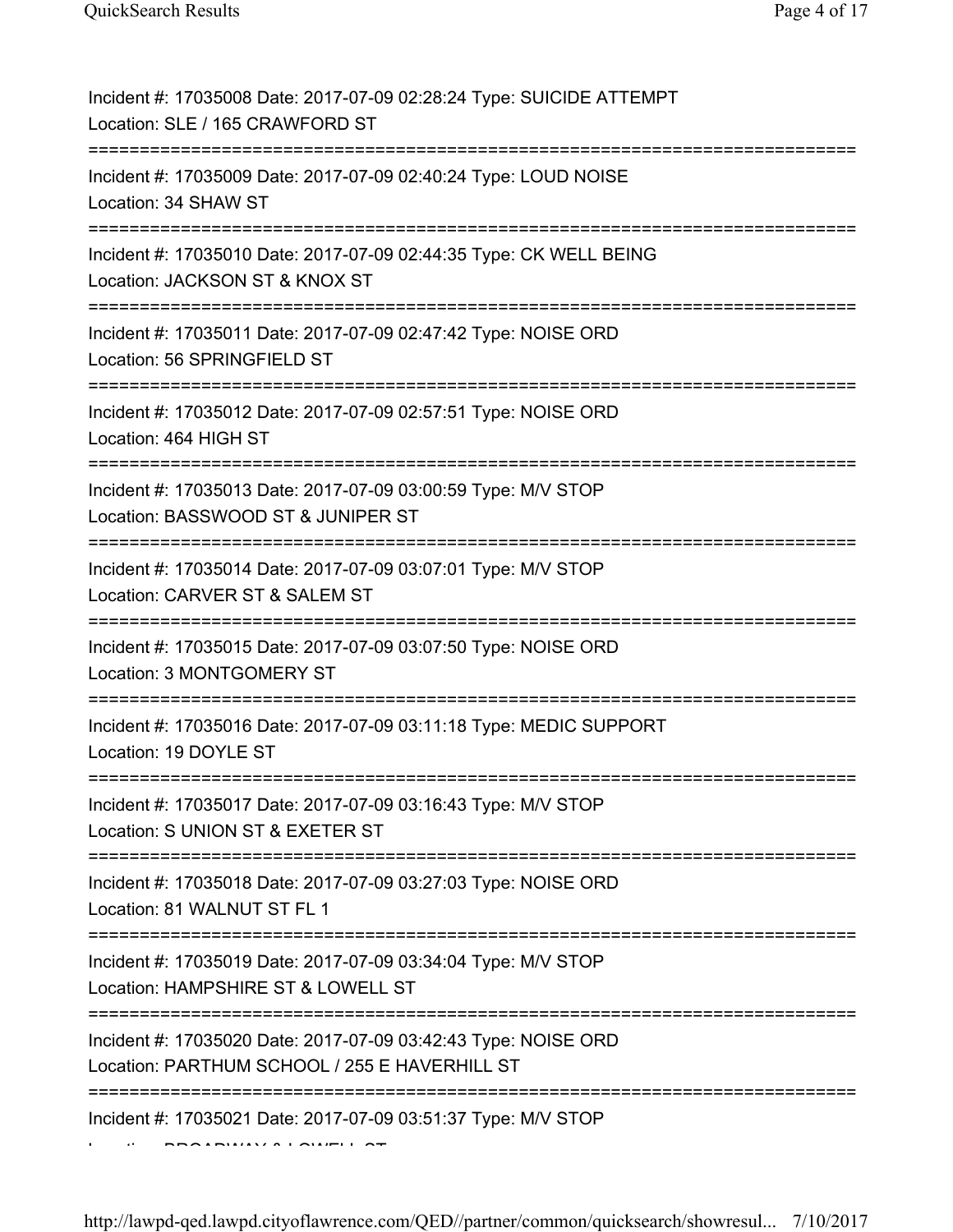Incident #: 17035008 Date: 2017-07-09 02:28:24 Type: SUICIDE ATTEMPT
Location: SLE / 165 CRAWFORD ST
===========================================================================
Incident #: 17035009 Date: 2017-07-09 02:40:24 Type: LOUD NOISE
Location: 34 SHAW ST
===========================================================================
Incident #: 17035010 Date: 2017-07-09 02:44:35 Type: CK WELL BEING
Location: JACKSON ST & KNOX ST
===========================================================================
Incident #: 17035011 Date: 2017-07-09 02:47:42 Type: NOISE ORD
Location: 56 SPRINGFIELD ST
===========================================================================
Incident #: 17035012 Date: 2017-07-09 02:57:51 Type: NOISE ORD
Location: 464 HIGH ST
===========================================================================
Incident #: 17035013 Date: 2017-07-09 03:00:59 Type: M/V STOP
Location: BASSWOOD ST & JUNIPER ST
===========================================================================
Incident #: 17035014 Date: 2017-07-09 03:07:01 Type: M/V STOP
Location: CARVER ST & SALEM ST
===========================================================================
Incident #: 17035015 Date: 2017-07-09 03:07:50 Type: NOISE ORD
Location: 3 MONTGOMERY ST
===========================================================================
Incident #: 17035016 Date: 2017-07-09 03:11:18 Type: MEDIC SUPPORT
Location: 19 DOYLE ST
===========================================================================
Incident #: 17035017 Date: 2017-07-09 03:16:43 Type: M/V STOP
Location: S UNION ST & EXETER ST
===========================================================================
Incident #: 17035018 Date: 2017-07-09 03:27:03 Type: NOISE ORD
Location: 81 WALNUT ST FL 1
===========================================================================
Incident #: 17035019 Date: 2017-07-09 03:34:04 Type: M/V STOP
Location: HAMPSHIRE ST & LOWELL ST
===========================================================================
Incident #: 17035020 Date: 2017-07-09 03:42:43 Type: NOISE ORD
Location: PARTHUM SCHOOL / 255 E HAVERHILL ST
===========================================================================
Incident #: 17035021 Date: 2017-07-09 03:51:37 Type: M/V STOP
Location: BROADWAY & LOWELL ST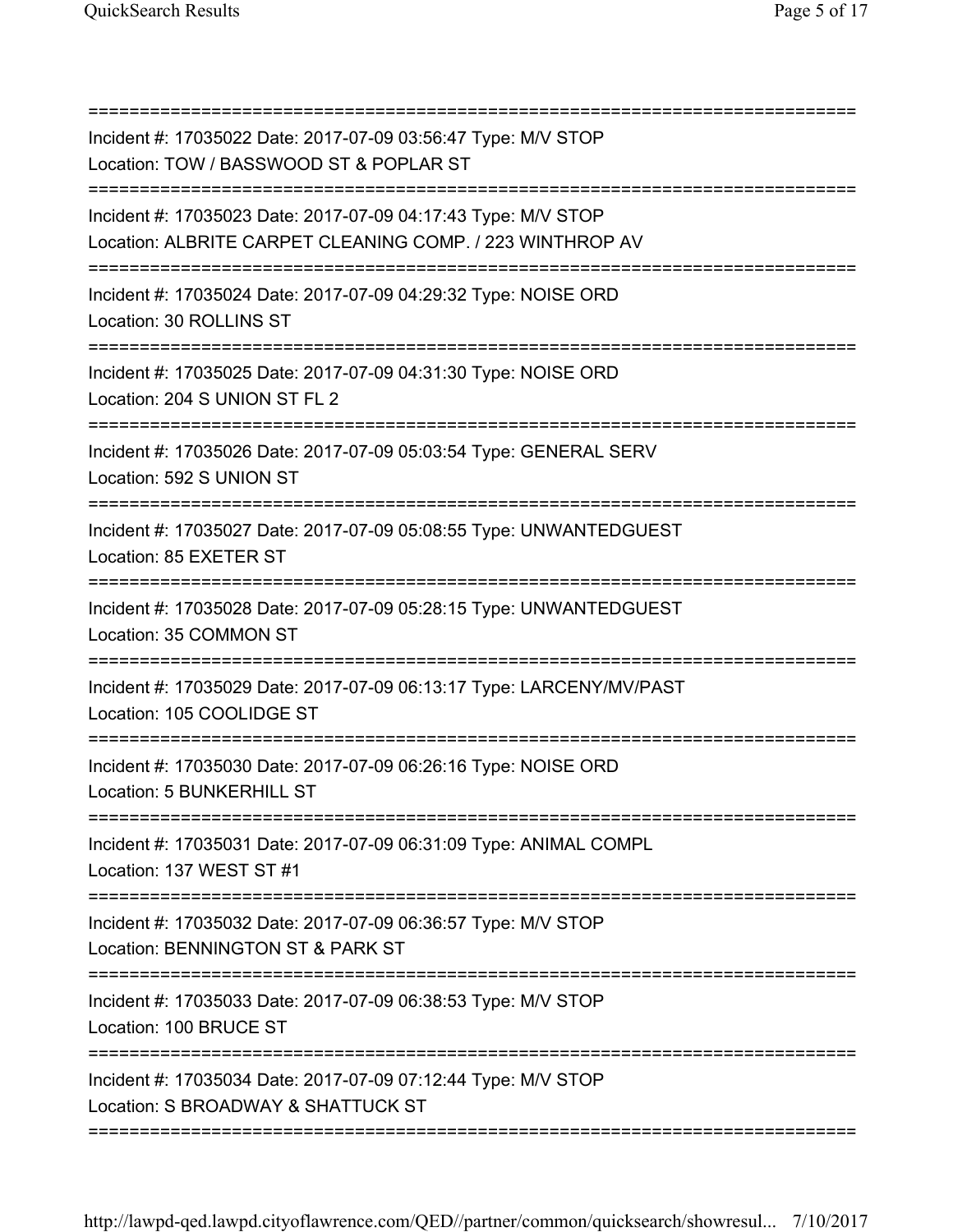===========================================================================

Incident #: 17035022 Date: 2017-07-09 03:56:47 Type: M/V STOP
Location: TOW / BASSWOOD ST & POPLAR ST

===========================================================================

Incident #: 17035023 Date: 2017-07-09 04:17:43 Type: M/V STOP
Location: ALBRITE CARPET CLEANING COMP. / 223 WINTHROP AV

===========================================================================

Incident #: 17035024 Date: 2017-07-09 04:29:32 Type: NOISE ORD
Location: 30 ROLLINS ST

===========================================================================

Incident #: 17035025 Date: 2017-07-09 04:31:30 Type: NOISE ORD
Location: 204 S UNION ST FL 2

===========================================================================

Incident #: 17035026 Date: 2017-07-09 05:03:54 Type: GENERAL SERV
Location: 592 S UNION ST

===========================================================================

Incident #: 17035027 Date: 2017-07-09 05:08:55 Type: UNWANTEDGUEST
Location: 85 EXETER ST

===========================================================================

Incident #: 17035028 Date: 2017-07-09 05:28:15 Type: UNWANTEDGUEST
Location: 35 COMMON ST

===========================================================================

Incident #: 17035029 Date: 2017-07-09 06:13:17 Type: LARCENY/MV/PAST
Location: 105 COOLIDGE ST

===========================================================================

Incident #: 17035030 Date: 2017-07-09 06:26:16 Type: NOISE ORD
Location: 5 BUNKERHILL ST

===========================================================================

Incident #: 17035031 Date: 2017-07-09 06:31:09 Type: ANIMAL COMPL
Location: 137 WEST ST #1

===========================================================================

Incident #: 17035032 Date: 2017-07-09 06:36:57 Type: M/V STOP
Location: BENNINGTON ST & PARK ST

===========================================================================

Incident #: 17035033 Date: 2017-07-09 06:38:53 Type: M/V STOP
Location: 100 BRUCE ST

===========================================================================

Incident #: 17035034 Date: 2017-07-09 07:12:44 Type: M/V STOP
Location: S BROADWAY & SHATTUCK ST

===========================================================================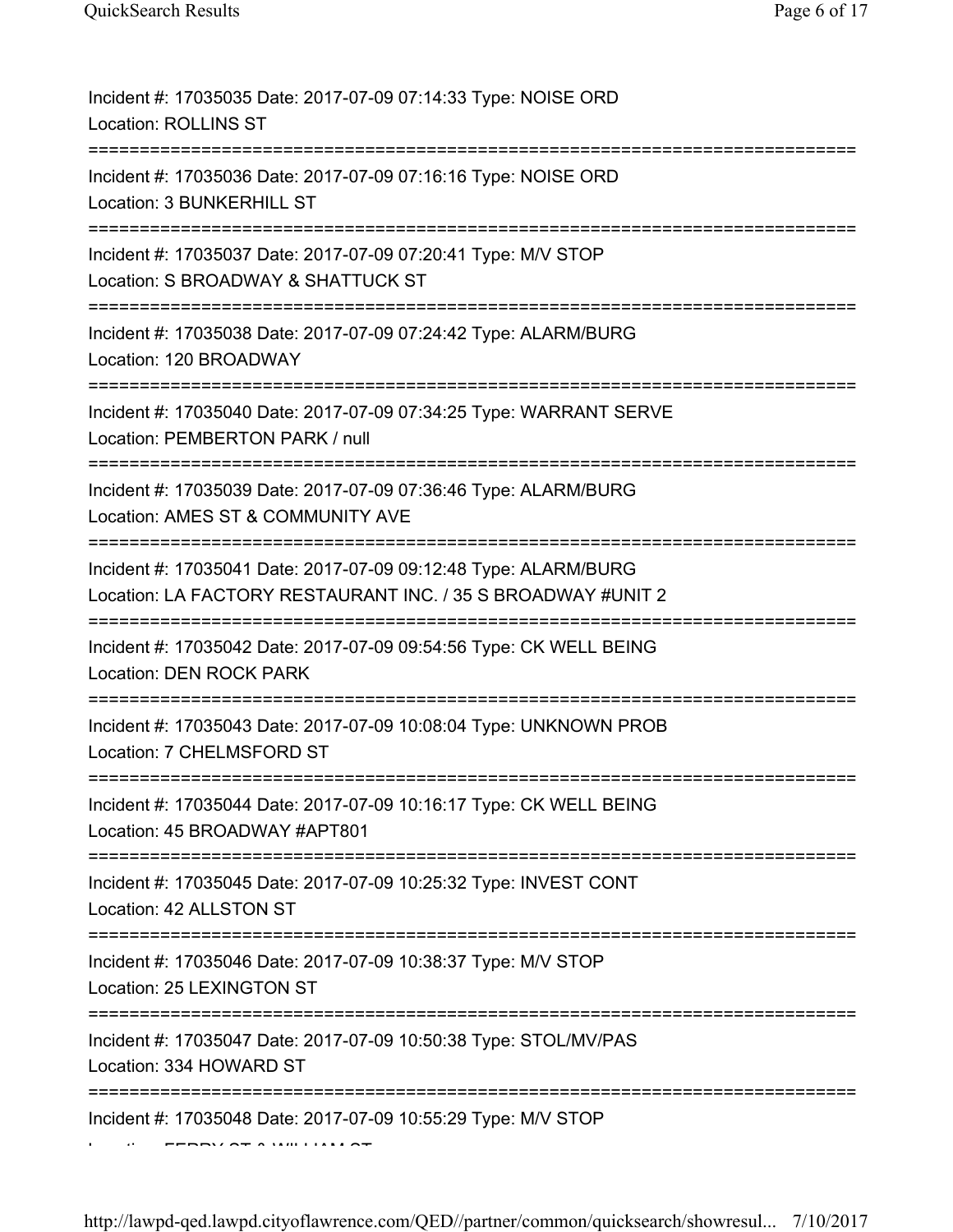Incident #: 17035035 Date: 2017-07-09 07:14:33 Type: NOISE ORD
Location: ROLLINS ST

===========================================================================

Incident #: 17035036 Date: 2017-07-09 07:16:16 Type: NOISE ORD
Location: 3 BUNKERHILL ST

===========================================================================

Incident #: 17035037 Date: 2017-07-09 07:20:41 Type: M/V STOP
Location: S BROADWAY & SHATTUCK ST

===========================================================================

Incident #: 17035038 Date: 2017-07-09 07:24:42 Type: ALARM/BURG
Location: 120 BROADWAY

===========================================================================

Incident #: 17035040 Date: 2017-07-09 07:34:25 Type: WARRANT SERVE
Location: PEMBERTON PARK / null

===========================================================================

Incident #: 17035039 Date: 2017-07-09 07:36:46 Type: ALARM/BURG
Location: AMES ST & COMMUNITY AVE

===========================================================================

Incident #: 17035041 Date: 2017-07-09 09:12:48 Type: ALARM/BURG
Location: LA FACTORY RESTAURANT INC. / 35 S BROADWAY #UNIT 2

===========================================================================

Incident #: 17035042 Date: 2017-07-09 09:54:56 Type: CK WELL BEING
Location: DEN ROCK PARK

===========================================================================

Incident #: 17035043 Date: 2017-07-09 10:08:04 Type: UNKNOWN PROB
Location: 7 CHELMSFORD ST

===========================================================================

Incident #: 17035044 Date: 2017-07-09 10:16:17 Type: CK WELL BEING
Location: 45 BROADWAY #APT801

===========================================================================

Incident #: 17035045 Date: 2017-07-09 10:25:32 Type: INVEST CONT
Location: 42 ALLSTON ST

===========================================================================

Incident #: 17035046 Date: 2017-07-09 10:38:37 Type: M/V STOP
Location: 25 LEXINGTON ST

===========================================================================

Incident #: 17035047 Date: 2017-07-09 10:50:38 Type: STOL/MV/PAS
Location: 334 HOWARD ST

===========================================================================

Incident #: 17035048 Date: 2017-07-09 10:55:29 Type: M/V STOP
Location: FERRY ST & WILLIAM ST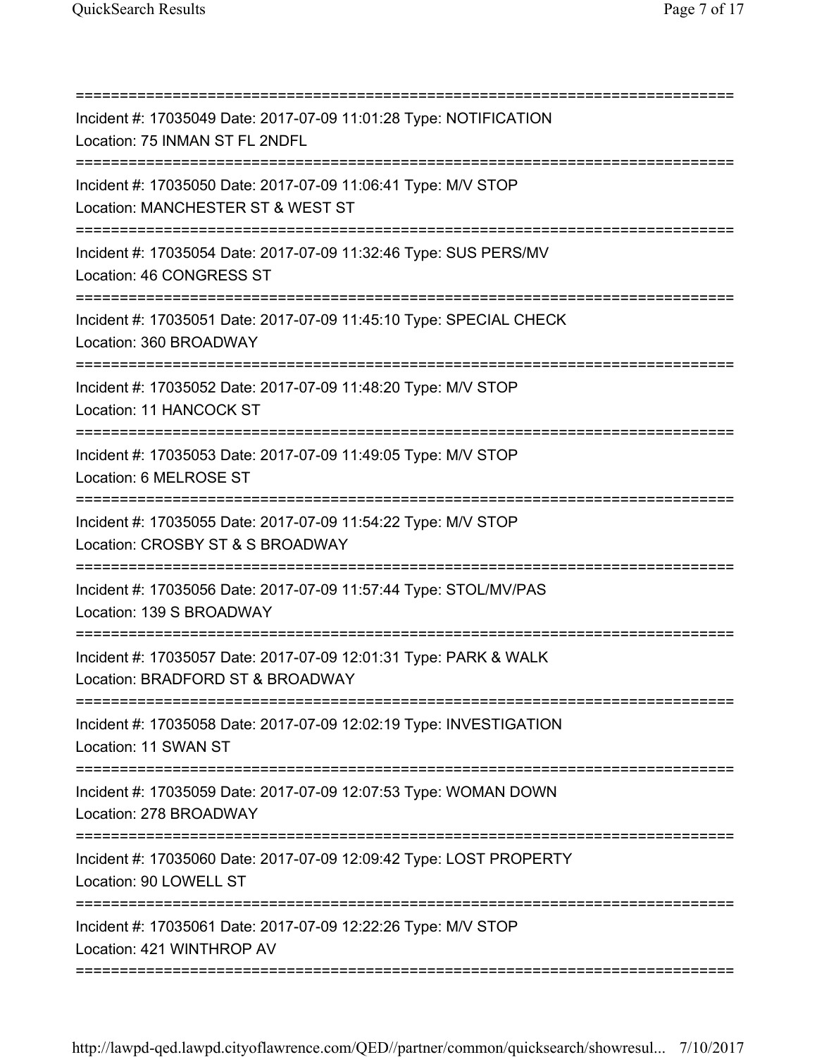===========================================================================

Incident #: 17035049 Date: 2017-07-09 11:01:28 Type: NOTIFICATION
Location: 75 INMAN ST FL 2NDFL

===========================================================================

Incident #: 17035050 Date: 2017-07-09 11:06:41 Type: M/V STOP
Location: MANCHESTER ST & WEST ST

===========================================================================

Incident #: 17035054 Date: 2017-07-09 11:32:46 Type: SUS PERS/MV
Location: 46 CONGRESS ST

===========================================================================

Incident #: 17035051 Date: 2017-07-09 11:45:10 Type: SPECIAL CHECK
Location: 360 BROADWAY

===========================================================================

Incident #: 17035052 Date: 2017-07-09 11:48:20 Type: M/V STOP
Location: 11 HANCOCK ST

===========================================================================

Incident #: 17035053 Date: 2017-07-09 11:49:05 Type: M/V STOP
Location: 6 MELROSE ST

===========================================================================

Incident #: 17035055 Date: 2017-07-09 11:54:22 Type: M/V STOP
Location: CROSBY ST & S BROADWAY

===========================================================================

Incident #: 17035056 Date: 2017-07-09 11:57:44 Type: STOL/MV/PAS
Location: 139 S BROADWAY

===========================================================================

Incident #: 17035057 Date: 2017-07-09 12:01:31 Type: PARK & WALK
Location: BRADFORD ST & BROADWAY

===========================================================================

Incident #: 17035058 Date: 2017-07-09 12:02:19 Type: INVESTIGATION
Location: 11 SWAN ST

===========================================================================

Incident #: 17035059 Date: 2017-07-09 12:07:53 Type: WOMAN DOWN
Location: 278 BROADWAY

===========================================================================

Incident #: 17035060 Date: 2017-07-09 12:09:42 Type: LOST PROPERTY
Location: 90 LOWELL ST

===========================================================================

Incident #: 17035061 Date: 2017-07-09 12:22:26 Type: M/V STOP
Location: 421 WINTHROP AV

===========================================================================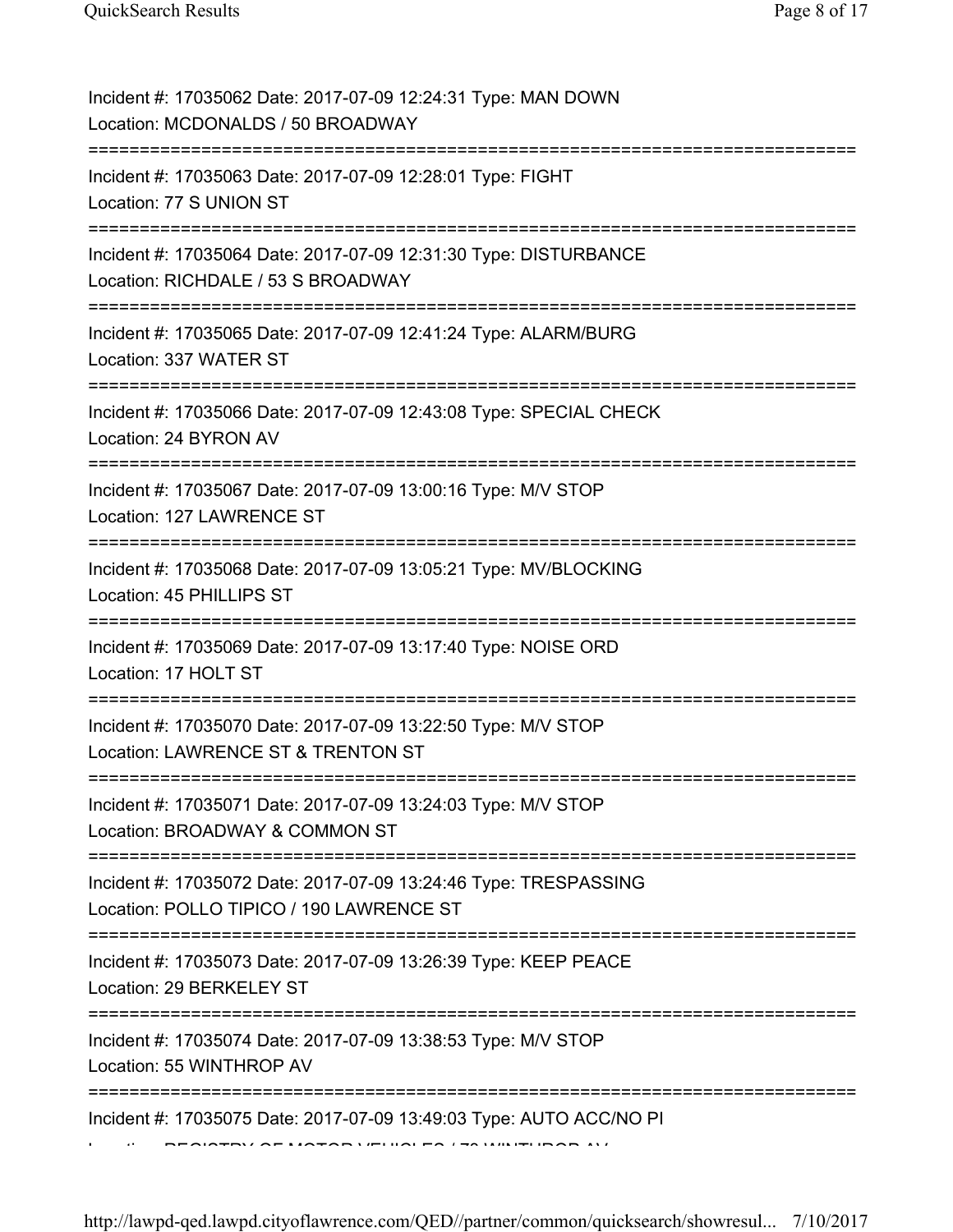Incident #: 17035062 Date: 2017-07-09 12:24:31 Type: MAN DOWN
Location: MCDONALDS / 50 BROADWAY

===========================================================================

Incident #: 17035063 Date: 2017-07-09 12:28:01 Type: FIGHT
Location: 77 S UNION ST

===========================================================================

Incident #: 17035064 Date: 2017-07-09 12:31:30 Type: DISTURBANCE
Location: RICHDALE / 53 S BROADWAY

===========================================================================

Incident #: 17035065 Date: 2017-07-09 12:41:24 Type: ALARM/BURG
Location: 337 WATER ST

===========================================================================

Incident #: 17035066 Date: 2017-07-09 12:43:08 Type: SPECIAL CHECK
Location: 24 BYRON AV

===========================================================================

Incident #: 17035067 Date: 2017-07-09 13:00:16 Type: M/V STOP
Location: 127 LAWRENCE ST

===========================================================================

Incident #: 17035068 Date: 2017-07-09 13:05:21 Type: MV/BLOCKING
Location: 45 PHILLIPS ST

===========================================================================

Incident #: 17035069 Date: 2017-07-09 13:17:40 Type: NOISE ORD
Location: 17 HOLT ST

===========================================================================

Incident #: 17035070 Date: 2017-07-09 13:22:50 Type: M/V STOP
Location: LAWRENCE ST & TRENTON ST

===========================================================================

Incident #: 17035071 Date: 2017-07-09 13:24:03 Type: M/V STOP
Location: BROADWAY & COMMON ST

===========================================================================

Incident #: 17035072 Date: 2017-07-09 13:24:46 Type: TRESPASSING
Location: POLLO TIPICO / 190 LAWRENCE ST

===========================================================================

Incident #: 17035073 Date: 2017-07-09 13:26:39 Type: KEEP PEACE
Location: 29 BERKELEY ST

===========================================================================

Incident #: 17035074 Date: 2017-07-09 13:38:53 Type: M/V STOP
Location: 55 WINTHROP AV

===========================================================================

Incident #: 17035075 Date: 2017-07-09 13:49:03 Type: AUTO ACC/NO PI
Location: REGISTRY OF MOTOR VEHICLES / 73 WINTHROP AV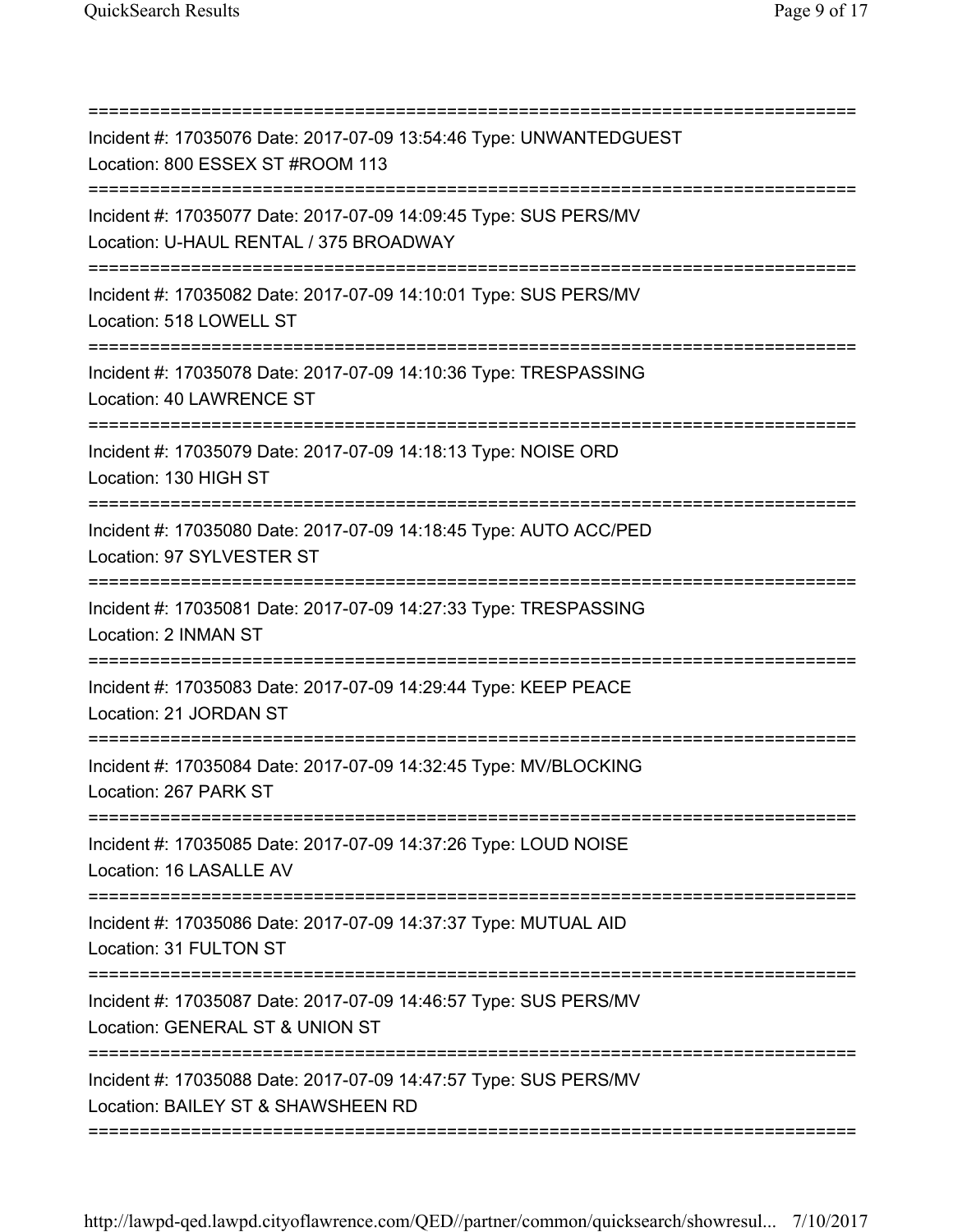===========================================================================
Incident #: 17035076 Date: 2017-07-09 13:54:46 Type: UNWANTEDGUEST
Location: 800 ESSEX ST #ROOM 113
===========================================================================
Incident #: 17035077 Date: 2017-07-09 14:09:45 Type: SUS PERS/MV
Location: U-HAUL RENTAL / 375 BROADWAY
===========================================================================
Incident #: 17035082 Date: 2017-07-09 14:10:01 Type: SUS PERS/MV
Location: 518 LOWELL ST
===========================================================================
Incident #: 17035078 Date: 2017-07-09 14:10:36 Type: TRESPASSING
Location: 40 LAWRENCE ST
===========================================================================
Incident #: 17035079 Date: 2017-07-09 14:18:13 Type: NOISE ORD
Location: 130 HIGH ST
===========================================================================
Incident #: 17035080 Date: 2017-07-09 14:18:45 Type: AUTO ACC/PED
Location: 97 SYLVESTER ST
===========================================================================
Incident #: 17035081 Date: 2017-07-09 14:27:33 Type: TRESPASSING
Location: 2 INMAN ST
===========================================================================
Incident #: 17035083 Date: 2017-07-09 14:29:44 Type: KEEP PEACE
Location: 21 JORDAN ST
===========================================================================
Incident #: 17035084 Date: 2017-07-09 14:32:45 Type: MV/BLOCKING
Location: 267 PARK ST
===========================================================================
Incident #: 17035085 Date: 2017-07-09 14:37:26 Type: LOUD NOISE
Location: 16 LASALLE AV
===========================================================================
Incident #: 17035086 Date: 2017-07-09 14:37:37 Type: MUTUAL AID
Location: 31 FULTON ST
===========================================================================
Incident #: 17035087 Date: 2017-07-09 14:46:57 Type: SUS PERS/MV
Location: GENERAL ST & UNION ST
===========================================================================
Incident #: 17035088 Date: 2017-07-09 14:47:57 Type: SUS PERS/MV
Location: BAILEY ST & SHAWSHEEN RD
===========================================================================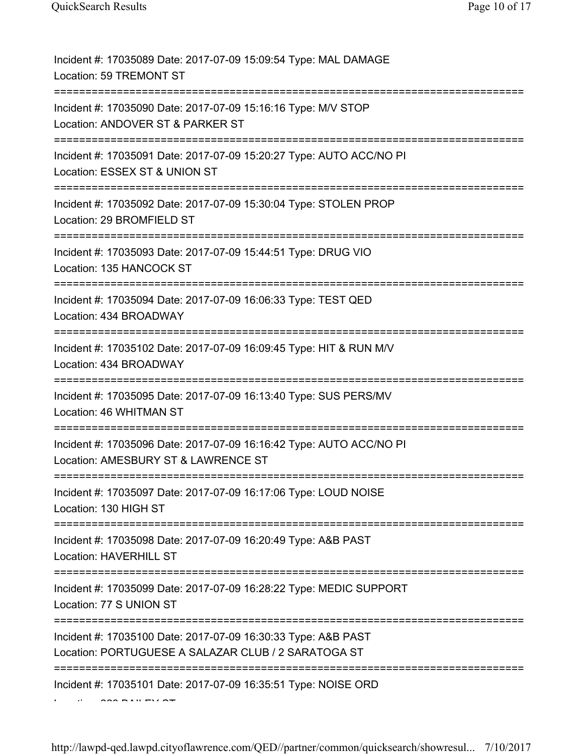Incident #: 17035089 Date: 2017-07-09 15:09:54 Type: MAL DAMAGE
Location: 59 TREMONT ST

===========================================================================

Incident #: 17035090 Date: 2017-07-09 15:16:16 Type: M/V STOP
Location: ANDOVER ST & PARKER ST

===========================================================================

Incident #: 17035091 Date: 2017-07-09 15:20:27 Type: AUTO ACC/NO PI
Location: ESSEX ST & UNION ST

===========================================================================

Incident #: 17035092 Date: 2017-07-09 15:30:04 Type: STOLEN PROP
Location: 29 BROMFIELD ST

===========================================================================

Incident #: 17035093 Date: 2017-07-09 15:44:51 Type: DRUG VIO
Location: 135 HANCOCK ST

===========================================================================

Incident #: 17035094 Date: 2017-07-09 16:06:33 Type: TEST QED
Location: 434 BROADWAY

===========================================================================

Incident #: 17035102 Date: 2017-07-09 16:09:45 Type: HIT & RUN M/V
Location: 434 BROADWAY

===========================================================================

Incident #: 17035095 Date: 2017-07-09 16:13:40 Type: SUS PERS/MV
Location: 46 WHITMAN ST

===========================================================================

Incident #: 17035096 Date: 2017-07-09 16:16:42 Type: AUTO ACC/NO PI
Location: AMESBURY ST & LAWRENCE ST

===========================================================================

Incident #: 17035097 Date: 2017-07-09 16:17:06 Type: LOUD NOISE
Location: 130 HIGH ST

===========================================================================

Incident #: 17035098 Date: 2017-07-09 16:20:49 Type: A&B PAST
Location: HAVERHILL ST

===========================================================================

Incident #: 17035099 Date: 2017-07-09 16:28:22 Type: MEDIC SUPPORT
Location: 77 S UNION ST

===========================================================================

Incident #: 17035100 Date: 2017-07-09 16:30:33 Type: A&B PAST
Location: PORTUGUESE A SALAZAR CLUB / 2 SARATOGA ST

===========================================================================

Incident #: 17035101 Date: 2017-07-09 16:35:51 Type: NOISE ORD
Location: 280 BAILEY ST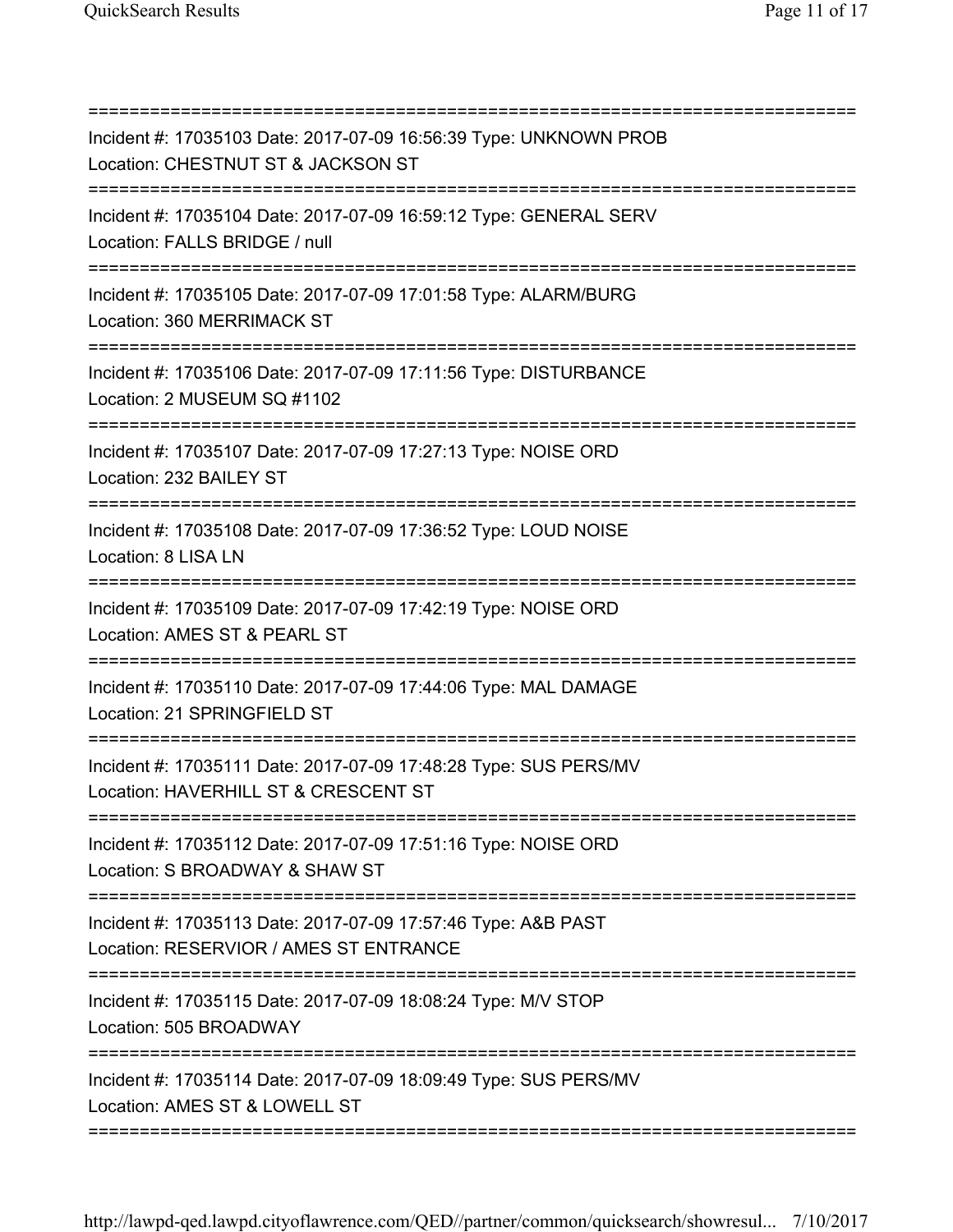===========================================================================
Incident #: 17035103 Date: 2017-07-09 16:56:39 Type: UNKNOWN PROB
Location: CHESTNUT ST & JACKSON ST
===========================================================================
Incident #: 17035104 Date: 2017-07-09 16:59:12 Type: GENERAL SERV
Location: FALLS BRIDGE / null
===========================================================================
Incident #: 17035105 Date: 2017-07-09 17:01:58 Type: ALARM/BURG
Location: 360 MERRIMACK ST
===========================================================================
Incident #: 17035106 Date: 2017-07-09 17:11:56 Type: DISTURBANCE
Location: 2 MUSEUM SQ #1102
===========================================================================
Incident #: 17035107 Date: 2017-07-09 17:27:13 Type: NOISE ORD
Location: 232 BAILEY ST
===========================================================================
Incident #: 17035108 Date: 2017-07-09 17:36:52 Type: LOUD NOISE
Location: 8 LISA LN
===========================================================================
Incident #: 17035109 Date: 2017-07-09 17:42:19 Type: NOISE ORD
Location: AMES ST & PEARL ST
===========================================================================
Incident #: 17035110 Date: 2017-07-09 17:44:06 Type: MAL DAMAGE
Location: 21 SPRINGFIELD ST
===========================================================================
Incident #: 17035111 Date: 2017-07-09 17:48:28 Type: SUS PERS/MV
Location: HAVERHILL ST & CRESCENT ST
===========================================================================
Incident #: 17035112 Date: 2017-07-09 17:51:16 Type: NOISE ORD
Location: S BROADWAY & SHAW ST
===========================================================================
Incident #: 17035113 Date: 2017-07-09 17:57:46 Type: A&B PAST
Location: RESERVIOR / AMES ST ENTRANCE
===========================================================================
Incident #: 17035115 Date: 2017-07-09 18:08:24 Type: M/V STOP
Location: 505 BROADWAY
===========================================================================
Incident #: 17035114 Date: 2017-07-09 18:09:49 Type: SUS PERS/MV
Location: AMES ST & LOWELL ST
===========================================================================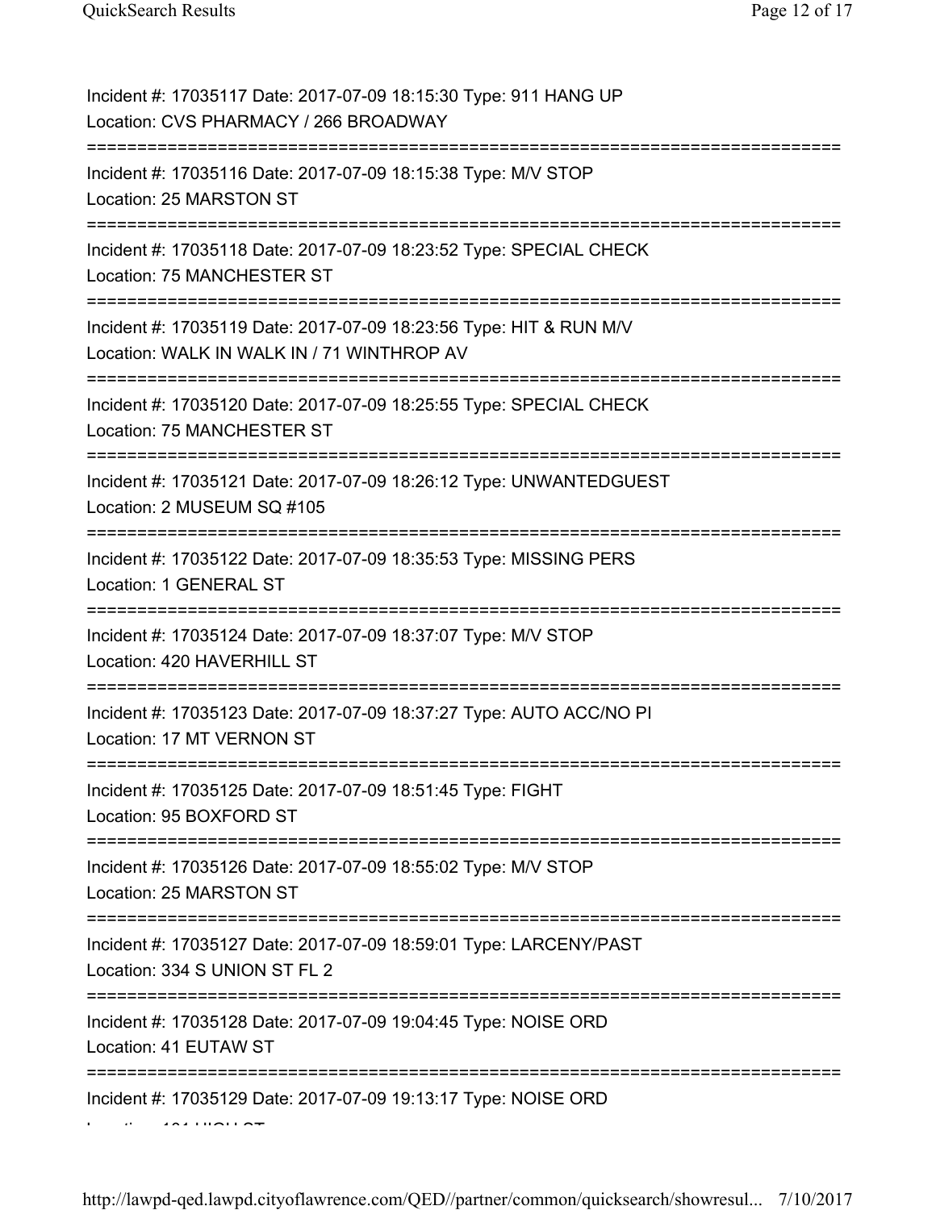Incident #: 17035117 Date: 2017-07-09 18:15:30 Type: 911 HANG UP
Location: CVS PHARMACY / 266 BROADWAY

===========================================================================

Incident #: 17035116 Date: 2017-07-09 18:15:38 Type: M/V STOP
Location: 25 MARSTON ST

===========================================================================

Incident #: 17035118 Date: 2017-07-09 18:23:52 Type: SPECIAL CHECK
Location: 75 MANCHESTER ST

===========================================================================

Incident #: 17035119 Date: 2017-07-09 18:23:56 Type: HIT & RUN M/V
Location: WALK IN WALK IN / 71 WINTHROP AV

===========================================================================

Incident #: 17035120 Date: 2017-07-09 18:25:55 Type: SPECIAL CHECK
Location: 75 MANCHESTER ST

===========================================================================

Incident #: 17035121 Date: 2017-07-09 18:26:12 Type: UNWANTEDGUEST
Location: 2 MUSEUM SQ #105

===========================================================================

Incident #: 17035122 Date: 2017-07-09 18:35:53 Type: MISSING PERS
Location: 1 GENERAL ST

===========================================================================

Incident #: 17035124 Date: 2017-07-09 18:37:07 Type: M/V STOP
Location: 420 HAVERHILL ST

===========================================================================

Incident #: 17035123 Date: 2017-07-09 18:37:27 Type: AUTO ACC/NO PI
Location: 17 MT VERNON ST

===========================================================================

Incident #: 17035125 Date: 2017-07-09 18:51:45 Type: FIGHT
Location: 95 BOXFORD ST

===========================================================================

Incident #: 17035126 Date: 2017-07-09 18:55:02 Type: M/V STOP
Location: 25 MARSTON ST

===========================================================================

Incident #: 17035127 Date: 2017-07-09 18:59:01 Type: LARCENY/PAST
Location: 334 S UNION ST FL 2

===========================================================================

Incident #: 17035128 Date: 2017-07-09 19:04:45 Type: NOISE ORD
Location: 41 EUTAW ST

===========================================================================

Incident #: 17035129 Date: 2017-07-09 19:13:17 Type: NOISE ORD
Location: 101 HIGH ST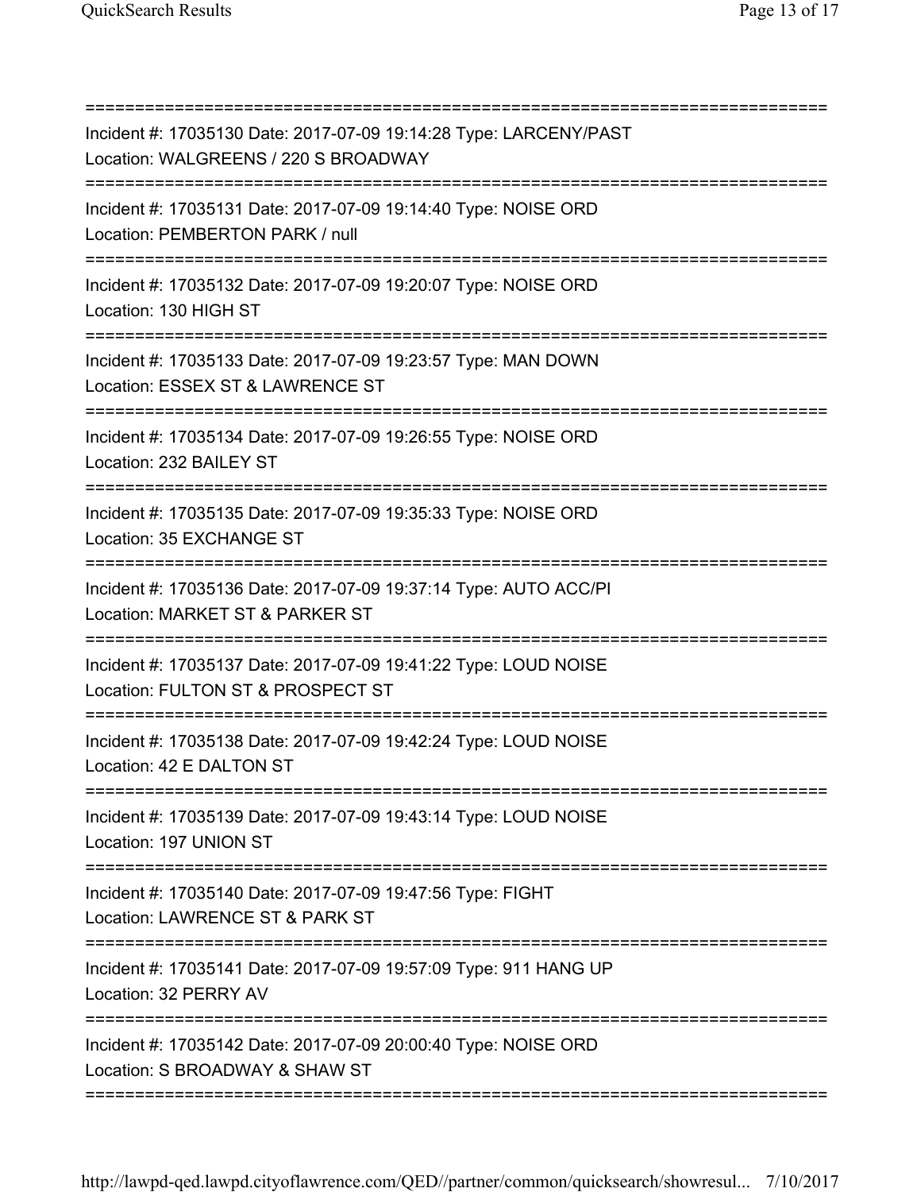===========================================================================

Incident #: 17035130 Date: 2017-07-09 19:14:28 Type: LARCENY/PAST
Location: WALGREENS / 220 S BROADWAY

===========================================================================

Incident #: 17035131 Date: 2017-07-09 19:14:40 Type: NOISE ORD
Location: PEMBERTON PARK / null

===========================================================================

Incident #: 17035132 Date: 2017-07-09 19:20:07 Type: NOISE ORD
Location: 130 HIGH ST

===========================================================================

Incident #: 17035133 Date: 2017-07-09 19:23:57 Type: MAN DOWN
Location: ESSEX ST & LAWRENCE ST

===========================================================================

Incident #: 17035134 Date: 2017-07-09 19:26:55 Type: NOISE ORD
Location: 232 BAILEY ST

===========================================================================

Incident #: 17035135 Date: 2017-07-09 19:35:33 Type: NOISE ORD
Location: 35 EXCHANGE ST

===========================================================================

Incident #: 17035136 Date: 2017-07-09 19:37:14 Type: AUTO ACC/PI
Location: MARKET ST & PARKER ST

===========================================================================

Incident #: 17035137 Date: 2017-07-09 19:41:22 Type: LOUD NOISE
Location: FULTON ST & PROSPECT ST

===========================================================================

Incident #: 17035138 Date: 2017-07-09 19:42:24 Type: LOUD NOISE
Location: 42 E DALTON ST

===========================================================================

Incident #: 17035139 Date: 2017-07-09 19:43:14 Type: LOUD NOISE
Location: 197 UNION ST

===========================================================================

Incident #: 17035140 Date: 2017-07-09 19:47:56 Type: FIGHT
Location: LAWRENCE ST & PARK ST

===========================================================================

Incident #: 17035141 Date: 2017-07-09 19:57:09 Type: 911 HANG UP
Location: 32 PERRY AV

===========================================================================

Incident #: 17035142 Date: 2017-07-09 20:00:40 Type: NOISE ORD
Location: S BROADWAY & SHAW ST

===========================================================================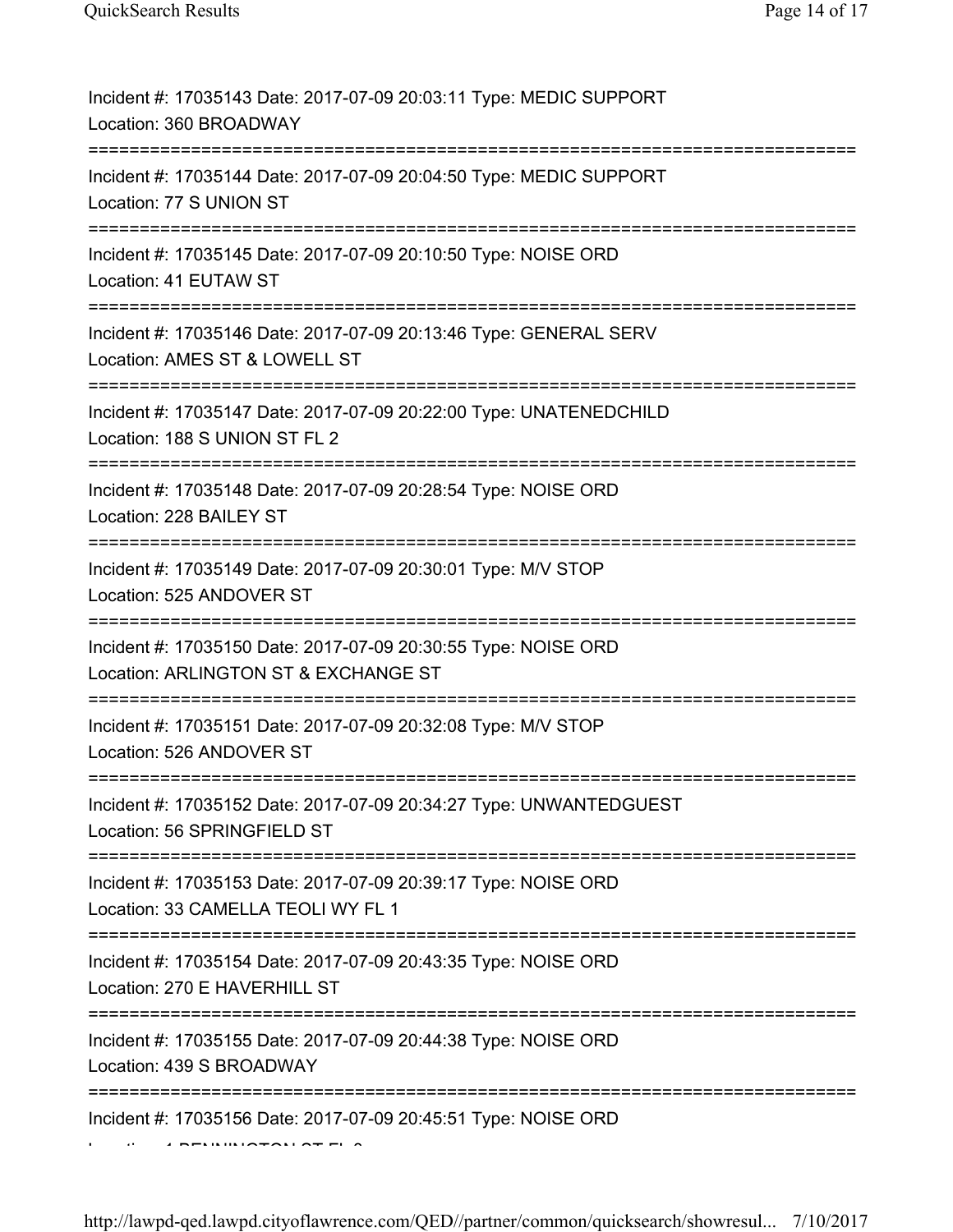Incident #: 17035143 Date: 2017-07-09 20:03:11 Type: MEDIC SUPPORT
Location: 360 BROADWAY

===========================================================================

Incident #: 17035144 Date: 2017-07-09 20:04:50 Type: MEDIC SUPPORT
Location: 77 S UNION ST

===========================================================================

Incident #: 17035145 Date: 2017-07-09 20:10:50 Type: NOISE ORD
Location: 41 EUTAW ST

===========================================================================

Incident #: 17035146 Date: 2017-07-09 20:13:46 Type: GENERAL SERV
Location: AMES ST & LOWELL ST

===========================================================================

Incident #: 17035147 Date: 2017-07-09 20:22:00 Type: UNATENEDCHILD
Location: 188 S UNION ST FL 2

===========================================================================

Incident #: 17035148 Date: 2017-07-09 20:28:54 Type: NOISE ORD
Location: 228 BAILEY ST

===========================================================================

Incident #: 17035149 Date: 2017-07-09 20:30:01 Type: M/V STOP
Location: 525 ANDOVER ST

===========================================================================

Incident #: 17035150 Date: 2017-07-09 20:30:55 Type: NOISE ORD
Location: ARLINGTON ST & EXCHANGE ST

===========================================================================

Incident #: 17035151 Date: 2017-07-09 20:32:08 Type: M/V STOP
Location: 526 ANDOVER ST

===========================================================================

Incident #: 17035152 Date: 2017-07-09 20:34:27 Type: UNWANTEDGUEST
Location: 56 SPRINGFIELD ST

===========================================================================

Incident #: 17035153 Date: 2017-07-09 20:39:17 Type: NOISE ORD
Location: 33 CAMELLA TEOLI WY FL 1

===========================================================================

Incident #: 17035154 Date: 2017-07-09 20:43:35 Type: NOISE ORD
Location: 270 E HAVERHILL ST

===========================================================================

Incident #: 17035155 Date: 2017-07-09 20:44:38 Type: NOISE ORD
Location: 439 S BROADWAY

===========================================================================

Incident #: 17035156 Date: 2017-07-09 20:45:51 Type: NOISE ORD
Location: 1 BENNINGTON ST FL 2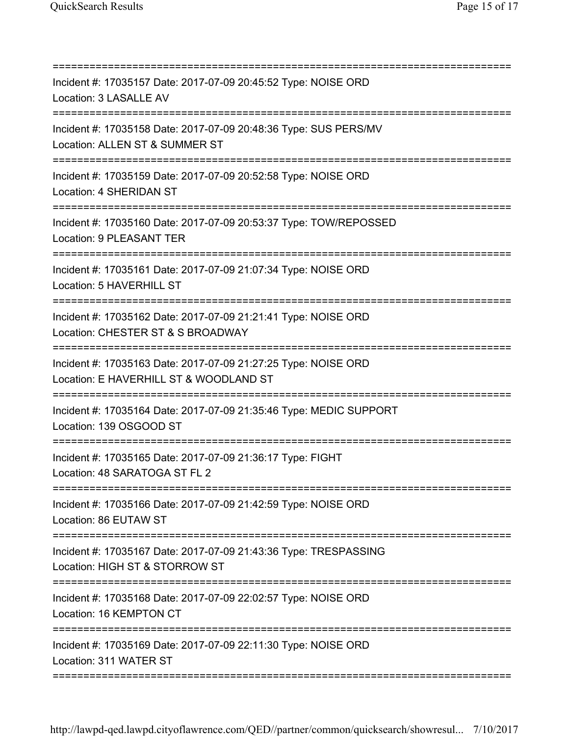===========================================================================

Incident #: 17035157 Date: 2017-07-09 20:45:52 Type: NOISE ORD

Location: 3 LASALLE AV

===========================================================================

Incident #: 17035158 Date: 2017-07-09 20:48:36 Type: SUS PERS/MV

Location: ALLEN ST & SUMMER ST

===========================================================================

Incident #: 17035159 Date: 2017-07-09 20:52:58 Type: NOISE ORD

Location: 4 SHERIDAN ST

===========================================================================

Incident #: 17035160 Date: 2017-07-09 20:53:37 Type: TOW/REPOSSED

Location: 9 PLEASANT TER

===========================================================================

Incident #: 17035161 Date: 2017-07-09 21:07:34 Type: NOISE ORD

Location: 5 HAVERHILL ST

===========================================================================

Incident #: 17035162 Date: 2017-07-09 21:21:41 Type: NOISE ORD

Location: CHESTER ST & S BROADWAY

===========================================================================

Incident #: 17035163 Date: 2017-07-09 21:27:25 Type: NOISE ORD

Location: E HAVERHILL ST & WOODLAND ST

===========================================================================

Incident #: 17035164 Date: 2017-07-09 21:35:46 Type: MEDIC SUPPORT

Location: 139 OSGOOD ST

===========================================================================

Incident #: 17035165 Date: 2017-07-09 21:36:17 Type: FIGHT

Location: 48 SARATOGA ST FL 2

===========================================================================

Incident #: 17035166 Date: 2017-07-09 21:42:59 Type: NOISE ORD

Location: 86 EUTAW ST

===========================================================================

Incident #: 17035167 Date: 2017-07-09 21:43:36 Type: TRESPASSING

Location: HIGH ST & STORROW ST

===========================================================================

Incident #: 17035168 Date: 2017-07-09 22:02:57 Type: NOISE ORD

Location: 16 KEMPTON CT

===========================================================================

Incident #: 17035169 Date: 2017-07-09 22:11:30 Type: NOISE ORD

Location: 311 WATER ST

===========================================================================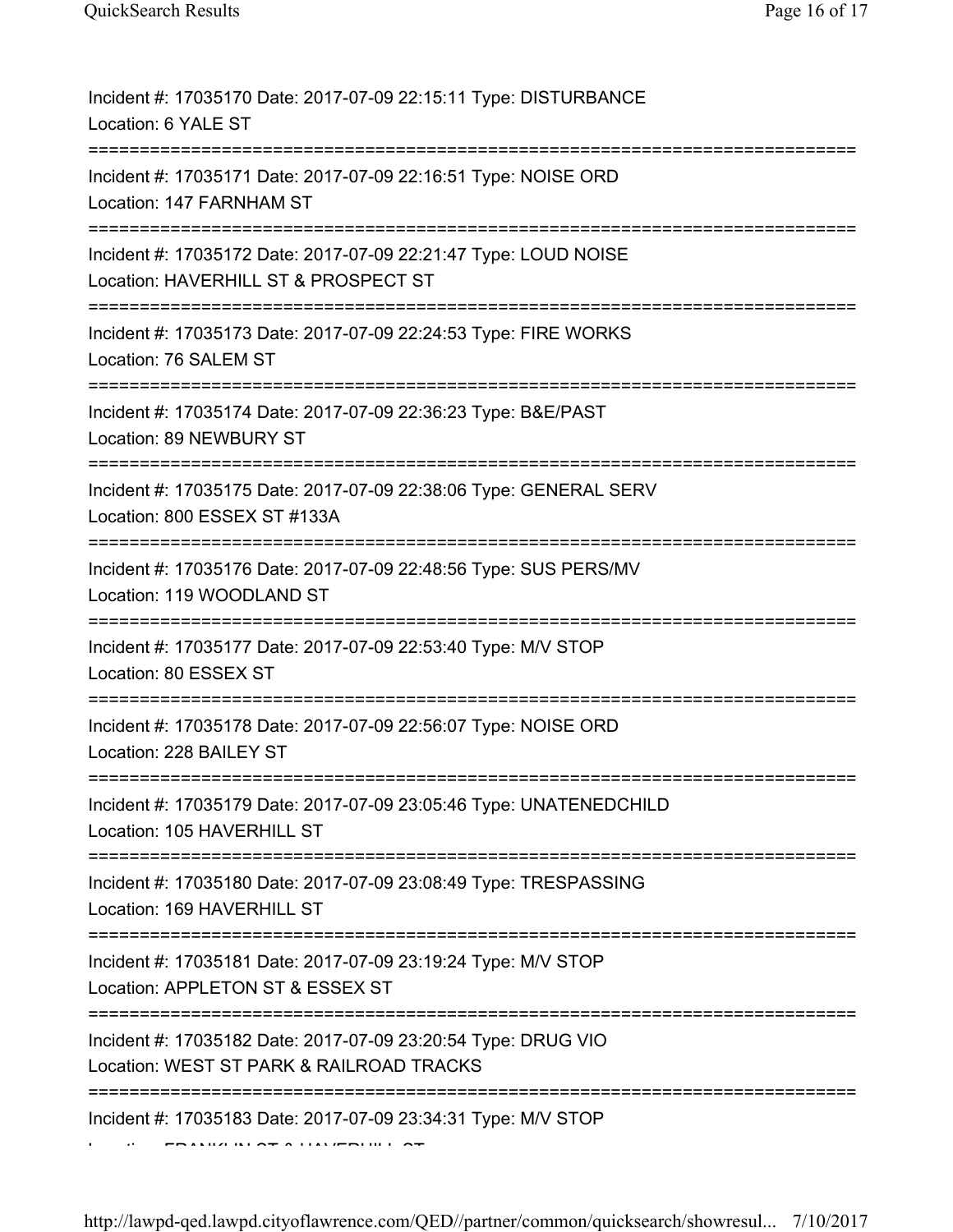Incident #: 17035170 Date: 2017-07-09 22:15:11 Type: DISTURBANCE
Location: 6 YALE ST

===========================================================================

Incident #: 17035171 Date: 2017-07-09 22:16:51 Type: NOISE ORD
Location: 147 FARNHAM ST

===========================================================================

Incident #: 17035172 Date: 2017-07-09 22:21:47 Type: LOUD NOISE
Location: HAVERHILL ST & PROSPECT ST

===========================================================================

Incident #: 17035173 Date: 2017-07-09 22:24:53 Type: FIRE WORKS
Location: 76 SALEM ST

===========================================================================

Incident #: 17035174 Date: 2017-07-09 22:36:23 Type: B&E/PAST
Location: 89 NEWBURY ST

===========================================================================

Incident #: 17035175 Date: 2017-07-09 22:38:06 Type: GENERAL SERV
Location: 800 ESSEX ST #133A

===========================================================================

Incident #: 17035176 Date: 2017-07-09 22:48:56 Type: SUS PERS/MV
Location: 119 WOODLAND ST

===========================================================================

Incident #: 17035177 Date: 2017-07-09 22:53:40 Type: M/V STOP
Location: 80 ESSEX ST

===========================================================================

Incident #: 17035178 Date: 2017-07-09 22:56:07 Type: NOISE ORD
Location: 228 BAILEY ST

===========================================================================

Incident #: 17035179 Date: 2017-07-09 23:05:46 Type: UNATENEDCHILD
Location: 105 HAVERHILL ST

===========================================================================

Incident #: 17035180 Date: 2017-07-09 23:08:49 Type: TRESPASSING
Location: 169 HAVERHILL ST

===========================================================================

Incident #: 17035181 Date: 2017-07-09 23:19:24 Type: M/V STOP
Location: APPLETON ST & ESSEX ST

===========================================================================

Incident #: 17035182 Date: 2017-07-09 23:20:54 Type: DRUG VIO
Location: WEST ST PARK & RAILROAD TRACKS

===========================================================================

Incident #: 17035183 Date: 2017-07-09 23:34:31 Type: M/V STOP
Location: FRANKLIN ST & HAVERHILL ST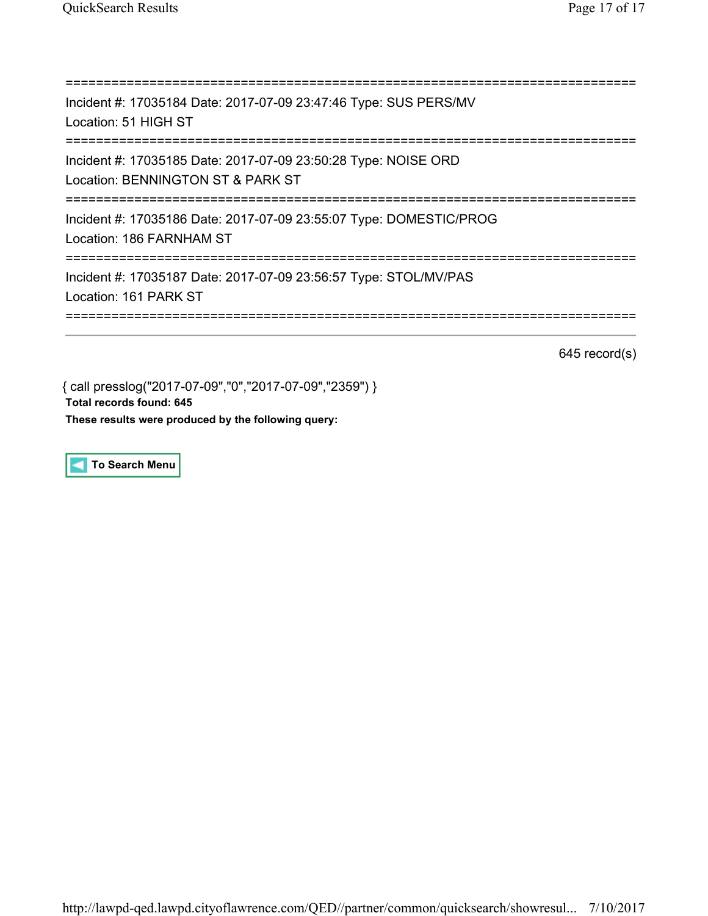===========================================================================

Incident #: 17035184 Date: 2017-07-09 23:47:46 Type: SUS PERS/MV

Location: 51 HIGH ST

===========================================================================

Incident #: 17035185 Date: 2017-07-09 23:50:28 Type: NOISE ORD

Location: BENNINGTON ST & PARK ST

===========================================================================

Incident #: 17035186 Date: 2017-07-09 23:55:07 Type: DOMESTIC/PROG

Location: 186 FARNHAM ST

===========================================================================

Incident #: 17035187 Date: 2017-07-09 23:56:57 Type: STOL/MV/PAS

Location: 161 PARK ST

===========================================================================

645 record(s)

{ call presslog("2017-07-09","0","2017-07-09","2359") }

**Total records found: 645**

**These results were produced by the following query:**

**To Search Menu**